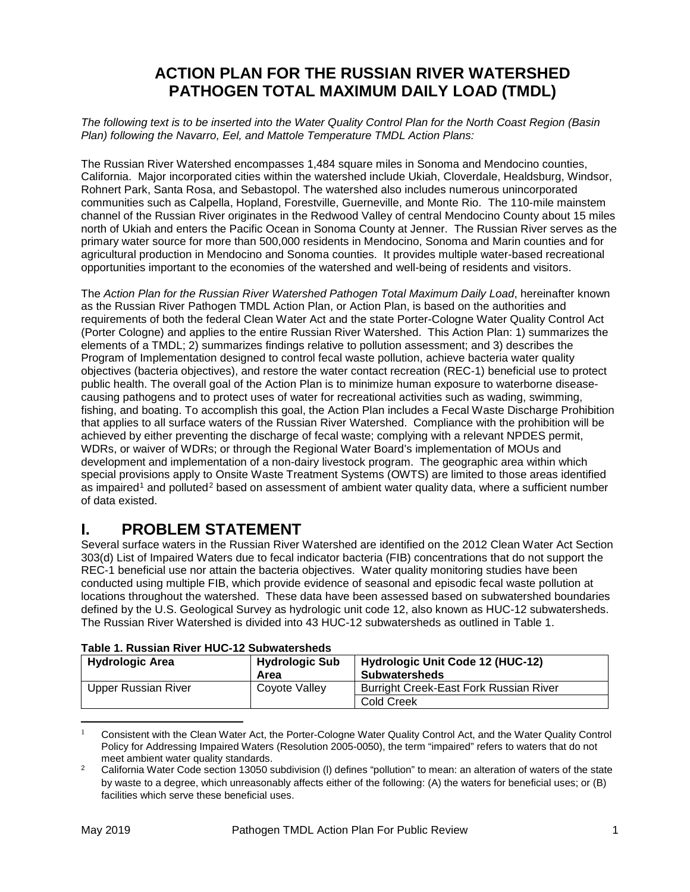# ACTION PLAN FOR THE RUSSIAN RIVER WATERSHED PATHOGEN TOTAL MAXIMUM DAILY LOAD (TMDL)

*The following text is to be inserted into the Water Quality Control Plan for the North Coast Region (Basin Plan) following the Navarro, Eel, and Mattole Temperature TMDL Action Plans:*

The Russian River Watershed encompasses 1,484 square miles in Sonoma and Mendocino counties, California. Major incorporated cities within the watershed include Ukiah, Cloverdale, Healdsburg, Windsor, Rohnert Park, Santa Rosa, and Sebastopol. The watershed also includes numerous unincorporated communities such as Calpella, Hopland, Forestville, Guerneville, and Monte Rio. The 110-mile mainstem channel of the Russian River originates in the Redwood Valley of central Mendocino County about 15 miles north of Ukiah and enters the Pacific Ocean in Sonoma County at Jenner. The Russian River serves as the primary water source for more than 500,000 residents in Mendocino, Sonoma and Marin counties and for agricultural production in Mendocino and Sonoma counties. It provides multiple water-based recreational opportunities important to the economies of the watershed and well-being of residents and visitors.

The *Action Plan for the Russian River Watershed Pathogen Total Maximum Daily Load*, hereinafter known as the Russian River Pathogen TMDL Action Plan, or Action Plan, is based on the authorities and requirements of both the federal Clean Water Act and the state Porter-Cologne Water Quality Control Act (Porter Cologne) and applies to the entire Russian River Watershed. This Action Plan: 1) summarizes the elements of a TMDL; 2) summarizes findings relative to pollution assessment; and 3) describes the Program of Implementation designed to control fecal waste pollution, achieve bacteria water quality objectives (bacteria objectives), and restore the water contact recreation (REC-1) beneficial use to protect public health. The overall goal of the Action Plan is to minimize human exposure to waterborne disease-causing pathogens and to protect uses of water for recreational activities such as wading, swimming, fishing, and boating. To accomplish this goal, the Action Plan includes a Fecal Waste Discharge Prohibition that applies to all surface waters of the Russian River Watershed. Compliance with the prohibition will be achieved by either preventing the discharge of fecal waste; complying with a relevant NPDES permit, WDRs, or waiver of WDRs; or through the Regional Water Board's implementation of MOUs and development and implementation of a non-dairy livestock program. The geographic area within which special provisions apply to Onsite Waste Treatment Systems (OWTS) are limited to those areas identified as impaired[1] and polluted[2] based on assessment of ambient water quality data, where a sufficient number of data existed.

# I. PROBLEM STATEMENT

Several surface waters in the Russian River Watershed are identified on the 2012 Clean Water Act Section 303(d) List of Impaired Waters due to fecal indicator bacteria (FIB) concentrations that do not support the REC-1 beneficial use nor attain the bacteria objectives. Water quality monitoring studies have been conducted using multiple FIB, which provide evidence of seasonal and episodic fecal waste pollution at locations throughout the watershed. These data have been assessed based on subwatershed boundaries defined by the U.S. Geological Survey as hydrologic unit code 12, also known as HUC-12 subwatersheds. The Russian River Watershed is divided into 43 HUC-12 subwatersheds as outlined in Table 1.

**Table 1. Russian River HUC-12 Subwatersheds**

| Hydrologic Area | Hydrologic Sub Area | Hydrologic Unit Code 12 (HUC-12) Subwatersheds |
|---|---|---|
| Upper Russian River | Coyote Valley | Burright Creek-East Fork Russian River |
| | | Cold Creek |

[1] Consistent with the Clean Water Act, the Porter-Cologne Water Quality Control Act, and the Water Quality Control Policy for Addressing Impaired Waters (Resolution 2005-0050), the term "impaired" refers to waters that do not meet ambient water quality standards.

[2] California Water Code section 13050 subdivision (l) defines "pollution" to mean: an alteration of waters of the state by waste to a degree, which unreasonably affects either of the following: (A) the waters for beneficial uses; or (B) facilities which serve these beneficial uses.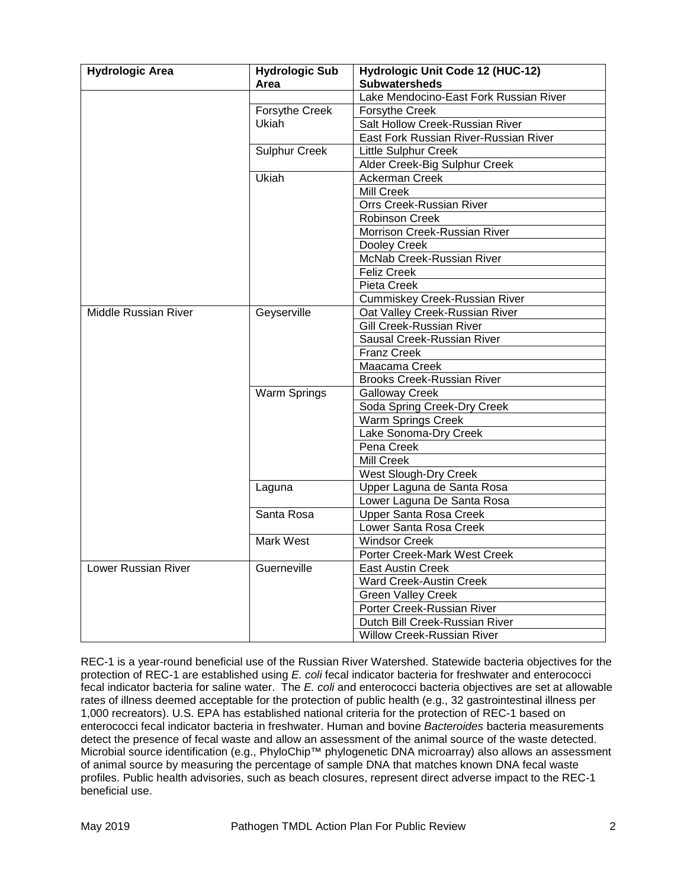| Hydrologic Area | Hydrologic Sub Area | Hydrologic Unit Code 12 (HUC-12) Subwatersheds |
|---|---|---|
| | | Lake Mendocino-East Fork Russian River |
| | Forsythe Creek Ukiah | Forsythe Creek |
| | | Salt Hollow Creek-Russian River |
| | | East Fork Russian River-Russian River |
| | Sulphur Creek | Little Sulphur Creek |
| | | Alder Creek-Big Sulphur Creek |
| | Ukiah | Ackerman Creek |
| | | Mill Creek |
| | | Orrs Creek-Russian River |
| | | Robinson Creek |
| | | Morrison Creek-Russian River |
| | | Dooley Creek |
| | | McNab Creek-Russian River |
| | | Feliz Creek |
| | | Pieta Creek |
| | | Cummiskey Creek-Russian River |
| Middle Russian River | Geyserville | Oat Valley Creek-Russian River |
| | | Gill Creek-Russian River |
| | | Sausal Creek-Russian River |
| | | Franz Creek |
| | | Maacama Creek |
| | | Brooks Creek-Russian River |
| | Warm Springs | Galloway Creek |
| | | Soda Spring Creek-Dry Creek |
| | | Warm Springs Creek |
| | | Lake Sonoma-Dry Creek |
| | | Pena Creek |
| | | Mill Creek |
| | | West Slough-Dry Creek |
| | Laguna | Upper Laguna de Santa Rosa |
| | | Lower Laguna De Santa Rosa |
| | Santa Rosa | Upper Santa Rosa Creek |
| | | Lower Santa Rosa Creek |
| | Mark West | Windsor Creek |
| | | Porter Creek-Mark West Creek |
| Lower Russian River | Guerneville | East Austin Creek |
| | | Ward Creek-Austin Creek |
| | | Green Valley Creek |
| | | Porter Creek-Russian River |
| | | Dutch Bill Creek-Russian River |
| | | Willow Creek-Russian River |

REC-1 is a year-round beneficial use of the Russian River Watershed. Statewide bacteria objectives for the protection of REC-1 are established using *E. coli* fecal indicator bacteria for freshwater and enterococci fecal indicator bacteria for saline water. The *E. coli* and enterococci bacteria objectives are set at allowable rates of illness deemed acceptable for the protection of public health (e.g., 32 gastrointestinal illness per 1,000 recreators). U.S. EPA has established national criteria for the protection of REC-1 based on enterococci fecal indicator bacteria in freshwater. Human and bovine *Bacteroides* bacteria measurements detect the presence of fecal waste and allow an assessment of the animal source of the waste detected. Microbial source identification (e.g., PhyloChip™ phylogenetic DNA microarray) also allows an assessment of animal source by measuring the percentage of sample DNA that matches known DNA fecal waste profiles. Public health advisories, such as beach closures, represent direct adverse impact to the REC-1 beneficial use.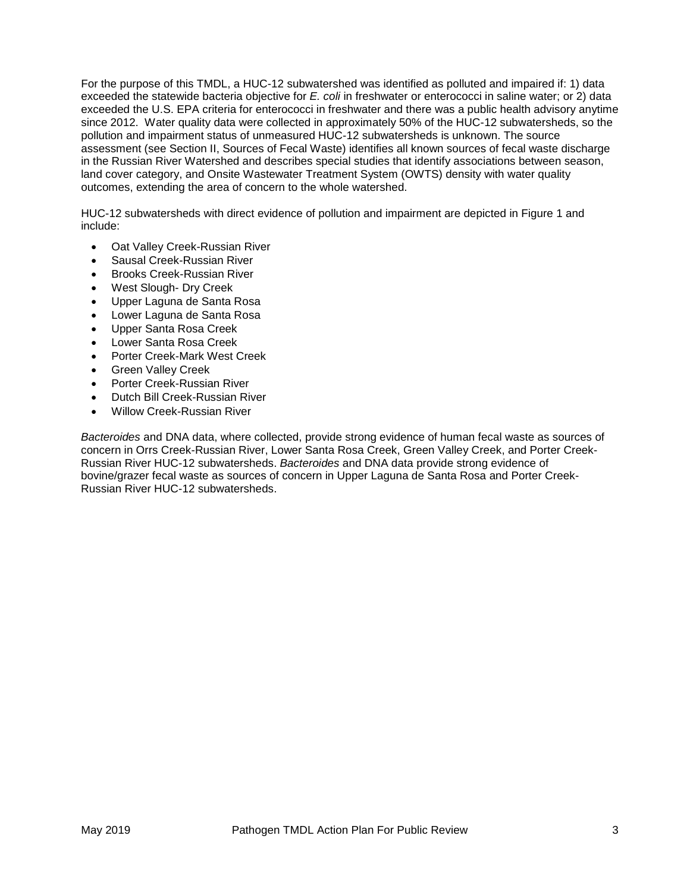For the purpose of this TMDL, a HUC-12 subwatershed was identified as polluted and impaired if: 1) data exceeded the statewide bacteria objective for *E. coli* in freshwater or enterococci in saline water; or 2) data exceeded the U.S. EPA criteria for enterococci in freshwater and there was a public health advisory anytime since 2012. Water quality data were collected in approximately 50% of the HUC-12 subwatersheds, so the pollution and impairment status of unmeasured HUC-12 subwatersheds is unknown. The source assessment (see Section II, Sources of Fecal Waste) identifies all known sources of fecal waste discharge in the Russian River Watershed and describes special studies that identify associations between season, land cover category, and Onsite Wastewater Treatment System (OWTS) density with water quality outcomes, extending the area of concern to the whole watershed.

HUC-12 subwatersheds with direct evidence of pollution and impairment are depicted in Figure 1 and include:

- Oat Valley Creek-Russian River
- Sausal Creek-Russian River
- Brooks Creek-Russian River
- West Slough- Dry Creek
- Upper Laguna de Santa Rosa
- Lower Laguna de Santa Rosa
- Upper Santa Rosa Creek
- Lower Santa Rosa Creek
- Porter Creek-Mark West Creek
- Green Valley Creek
- Porter Creek-Russian River
- Dutch Bill Creek-Russian River
- Willow Creek-Russian River

*Bacteroides* and DNA data, where collected, provide strong evidence of human fecal waste as sources of concern in Orrs Creek-Russian River, Lower Santa Rosa Creek, Green Valley Creek, and Porter Creek-Russian River HUC-12 subwatersheds. *Bacteroides* and DNA data provide strong evidence of bovine/grazer fecal waste as sources of concern in Upper Laguna de Santa Rosa and Porter Creek-Russian River HUC-12 subwatersheds.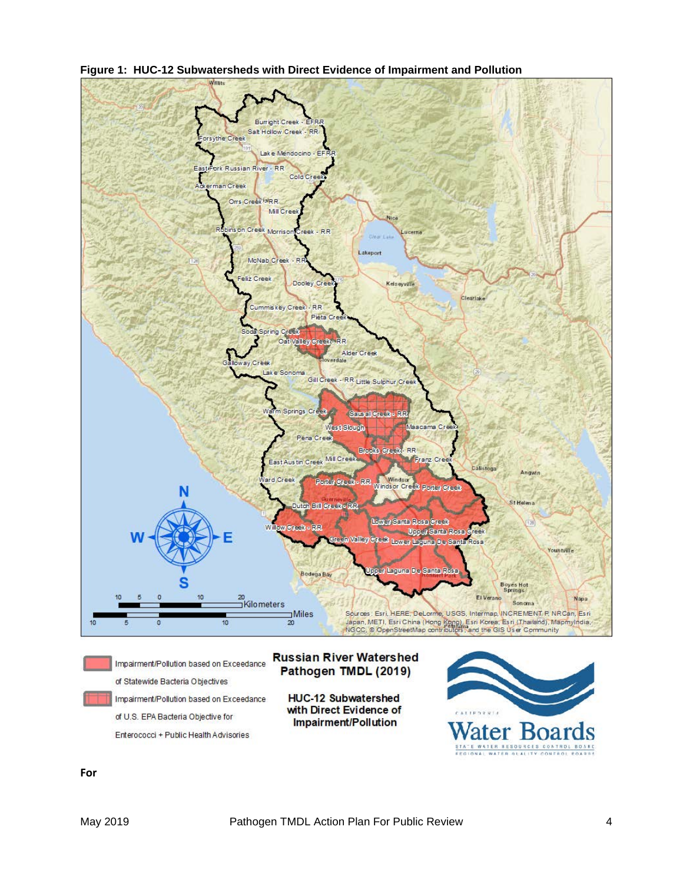**Figure 1: HUC-12 Subwatersheds with Direct Evidence of Impairment and Pollution**

**For**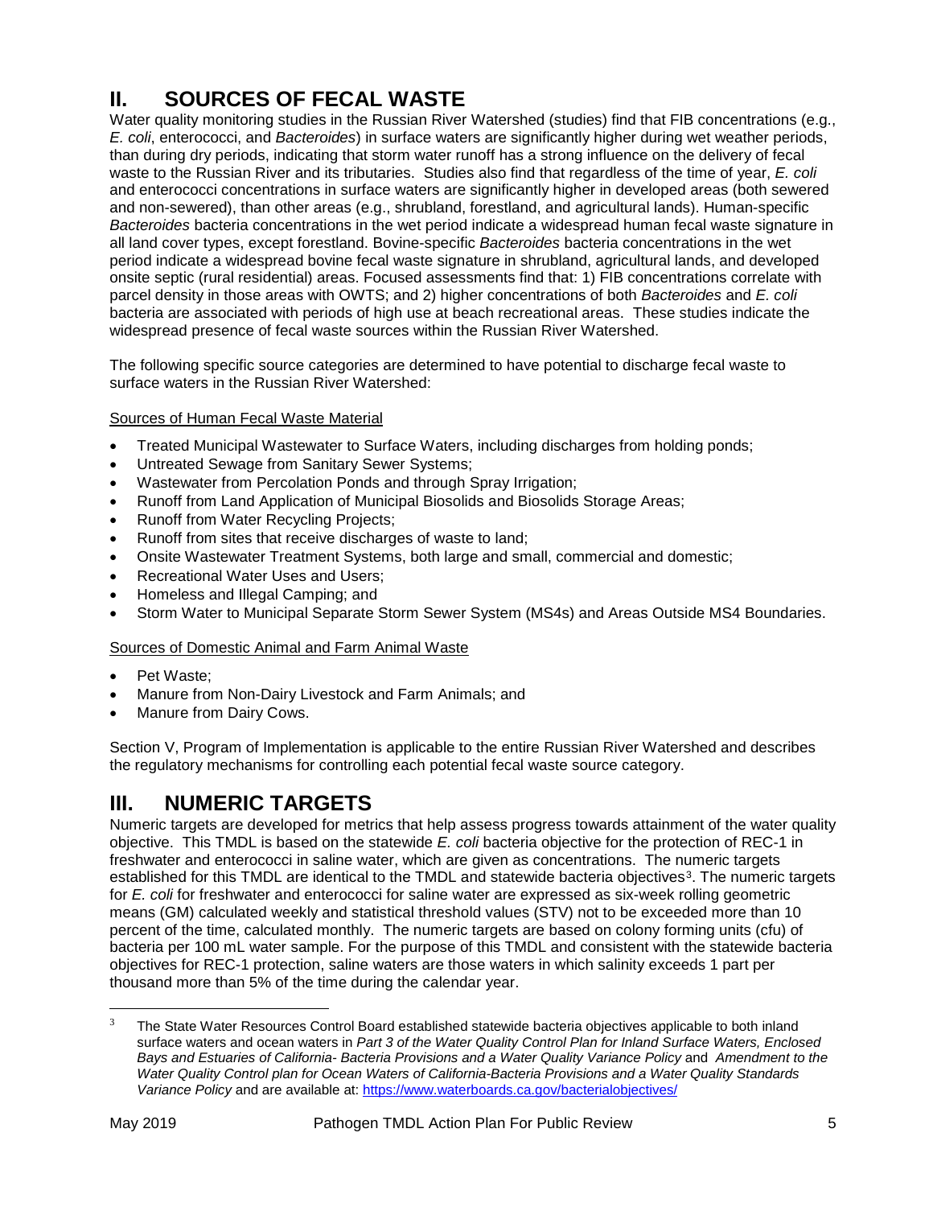# II. SOURCES OF FECAL WASTE

Water quality monitoring studies in the Russian River Watershed (studies) find that FIB concentrations (e.g., *E. coli*, enterococci, and *Bacteroides*) in surface waters are significantly higher during wet weather periods, than during dry periods, indicating that storm water runoff has a strong influence on the delivery of fecal waste to the Russian River and its tributaries. Studies also find that regardless of the time of year, *E. coli* and enterococci concentrations in surface waters are significantly higher in developed areas (both sewered and non-sewered), than other areas (e.g., shrubland, forestland, and agricultural lands). Human-specific *Bacteroides* bacteria concentrations in the wet period indicate a widespread human fecal waste signature in all land cover types, except forestland. Bovine-specific *Bacteroides* bacteria concentrations in the wet period indicate a widespread bovine fecal waste signature in shrubland, agricultural lands, and developed onsite septic (rural residential) areas. Focused assessments find that: 1) FIB concentrations correlate with parcel density in those areas with OWTS; and 2) higher concentrations of both *Bacteroides* and *E. coli* bacteria are associated with periods of high use at beach recreational areas. These studies indicate the widespread presence of fecal waste sources within the Russian River Watershed.

The following specific source categories are determined to have potential to discharge fecal waste to surface waters in the Russian River Watershed:

Sources of Human Fecal Waste Material

- Treated Municipal Wastewater to Surface Waters, including discharges from holding ponds;
- Untreated Sewage from Sanitary Sewer Systems;
- Wastewater from Percolation Ponds and through Spray Irrigation;
- Runoff from Land Application of Municipal Biosolids and Biosolids Storage Areas;
- Runoff from Water Recycling Projects;
- Runoff from sites that receive discharges of waste to land;
- Onsite Wastewater Treatment Systems, both large and small, commercial and domestic;
- Recreational Water Uses and Users;
- Homeless and Illegal Camping; and
- Storm Water to Municipal Separate Storm Sewer System (MS4s) and Areas Outside MS4 Boundaries.

Sources of Domestic Animal and Farm Animal Waste

- Pet Waste;
- Manure from Non-Dairy Livestock and Farm Animals; and
- Manure from Dairy Cows.

Section V, Program of Implementation is applicable to the entire Russian River Watershed and describes the regulatory mechanisms for controlling each potential fecal waste source category.

# III. NUMERIC TARGETS

Numeric targets are developed for metrics that help assess progress towards attainment of the water quality objective. This TMDL is based on the statewide *E. coli* bacteria objective for the protection of REC-1 in freshwater and enterococci in saline water, which are given as concentrations. The numeric targets established for this TMDL are identical to the TMDL and statewide bacteria objectives[3]. The numeric targets for *E. coli* for freshwater and enterococci for saline water are expressed as six-week rolling geometric means (GM) calculated weekly and statistical threshold values (STV) not to be exceeded more than 10 percent of the time, calculated monthly. The numeric targets are based on colony forming units (cfu) of bacteria per 100 mL water sample. For the purpose of this TMDL and consistent with the statewide bacteria objectives for REC-1 protection, saline waters are those waters in which salinity exceeds 1 part per thousand more than 5% of the time during the calendar year.

[3] The State Water Resources Control Board established statewide bacteria objectives applicable to both inland surface waters and ocean waters in *Part 3 of the Water Quality Control Plan for Inland Surface Waters, Enclosed Bays and Estuaries of California- Bacteria Provisions and a Water Quality Variance Policy* and *Amendment to the Water Quality Control plan for Ocean Waters of California-Bacteria Provisions and a Water Quality Standards Variance Policy* and are available at: https://www.waterboards.ca.gov/bacterialobjectives/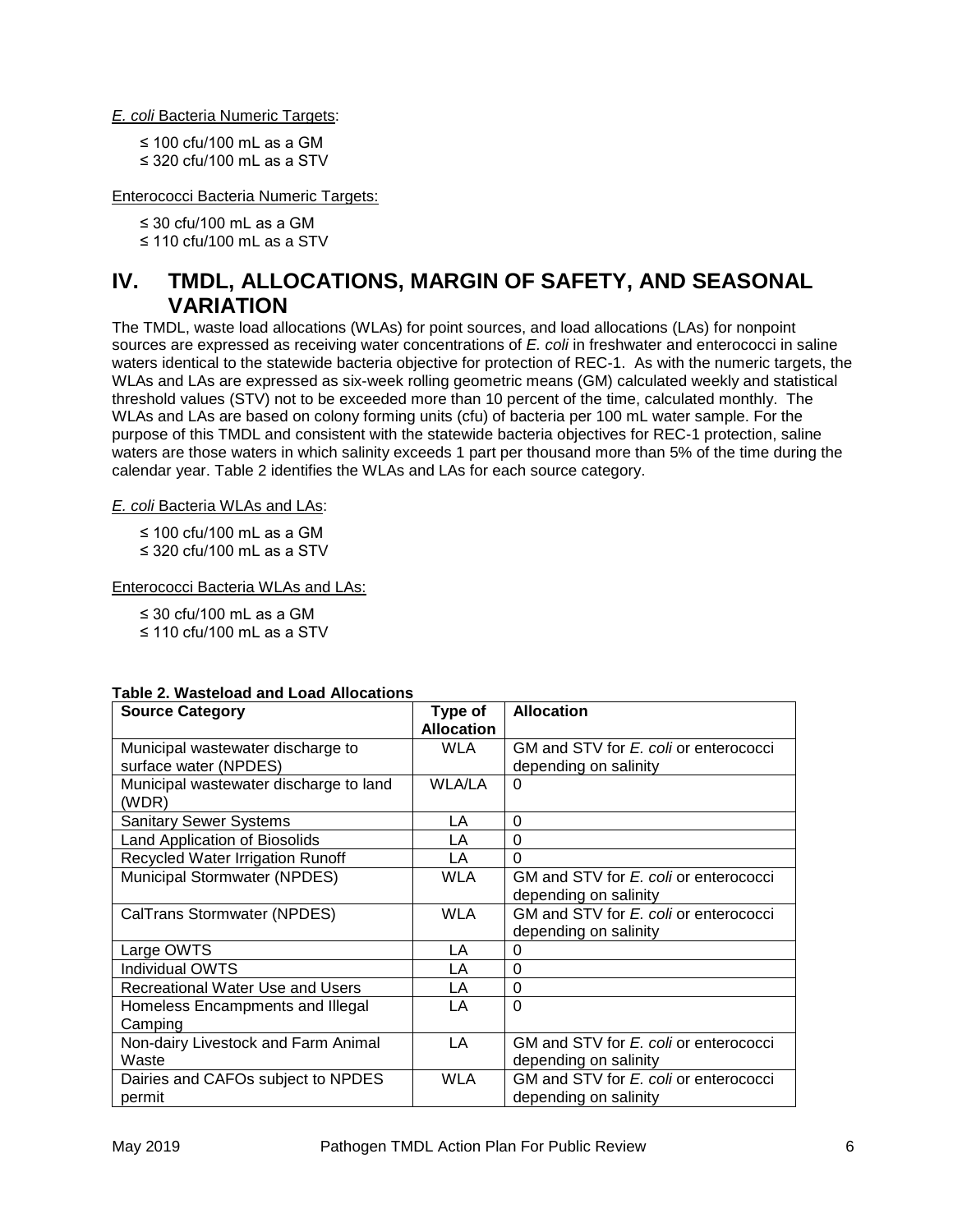*E. coli* Bacteria Numeric Targets:

≤ 100 cfu/100 mL as a GM
≤ 320 cfu/100 mL as a STV

Enterococci Bacteria Numeric Targets:

≤ 30 cfu/100 mL as a GM
≤ 110 cfu/100 mL as a STV

# IV. TMDL, ALLOCATIONS, MARGIN OF SAFETY, AND SEASONAL VARIATION

The TMDL, waste load allocations (WLAs) for point sources, and load allocations (LAs) for nonpoint sources are expressed as receiving water concentrations of *E. coli* in freshwater and enterococci in saline waters identical to the statewide bacteria objective for protection of REC-1. As with the numeric targets, the WLAs and LAs are expressed as six-week rolling geometric means (GM) calculated weekly and statistical threshold values (STV) not to be exceeded more than 10 percent of the time, calculated monthly. The WLAs and LAs are based on colony forming units (cfu) of bacteria per 100 mL water sample. For the purpose of this TMDL and consistent with the statewide bacteria objectives for REC-1 protection, saline waters are those waters in which salinity exceeds 1 part per thousand more than 5% of the time during the calendar year. Table 2 identifies the WLAs and LAs for each source category.

*E. coli* Bacteria WLAs and LAs:

≤ 100 cfu/100 mL as a GM
≤ 320 cfu/100 mL as a STV

Enterococci Bacteria WLAs and LAs:

≤ 30 cfu/100 mL as a GM
≤ 110 cfu/100 mL as a STV

**Table 2. Wasteload and Load Allocations**

| Source Category | Type of Allocation | Allocation |
|---|---|---|
| Municipal wastewater discharge to surface water (NPDES) | WLA | GM and STV for *E. coli* or enterococci depending on salinity |
| Municipal wastewater discharge to land (WDR) | WLA/LA | 0 |
| Sanitary Sewer Systems | LA | 0 |
| Land Application of Biosolids | LA | 0 |
| Recycled Water Irrigation Runoff | LA | 0 |
| Municipal Stormwater (NPDES) | WLA | GM and STV for *E. coli* or enterococci depending on salinity |
| CalTrans Stormwater (NPDES) | WLA | GM and STV for *E. coli* or enterococci depending on salinity |
| Large OWTS | LA | 0 |
| Individual OWTS | LA | 0 |
| Recreational Water Use and Users | LA | 0 |
| Homeless Encampments and Illegal Camping | LA | 0 |
| Non-dairy Livestock and Farm Animal Waste | LA | GM and STV for *E. coli* or enterococci depending on salinity |
| Dairies and CAFOs subject to NPDES permit | WLA | GM and STV for *E. coli* or enterococci depending on salinity |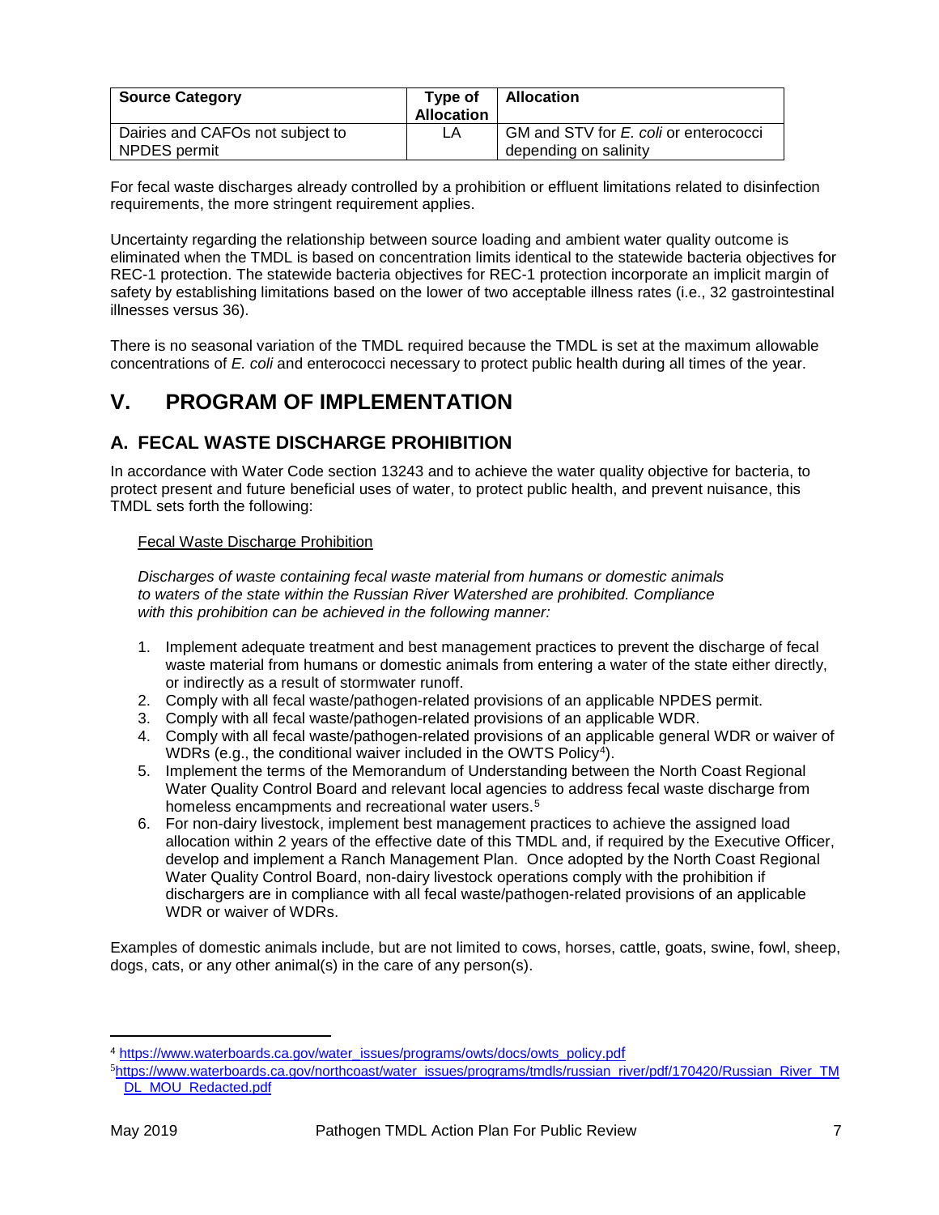| Source Category | Type of Allocation | Allocation |
|---|---|---|
| Dairies and CAFOs not subject to NPDES permit | LA | GM and STV for *E. coli* or enterococci depending on salinity |

For fecal waste discharges already controlled by a prohibition or effluent limitations related to disinfection requirements, the more stringent requirement applies.

Uncertainty regarding the relationship between source loading and ambient water quality outcome is eliminated when the TMDL is based on concentration limits identical to the statewide bacteria objectives for REC-1 protection. The statewide bacteria objectives for REC-1 protection incorporate an implicit margin of safety by establishing limitations based on the lower of two acceptable illness rates (i.e., 32 gastrointestinal illnesses versus 36).

There is no seasonal variation of the TMDL required because the TMDL is set at the maximum allowable concentrations of *E. coli* and enterococci necessary to protect public health during all times of the year.

# V. PROGRAM OF IMPLEMENTATION

## A. FECAL WASTE DISCHARGE PROHIBITION

In accordance with Water Code section 13243 and to achieve the water quality objective for bacteria, to protect present and future beneficial uses of water, to protect public health, and prevent nuisance, this TMDL sets forth the following:

Fecal Waste Discharge Prohibition

*Discharges of waste containing fecal waste material from humans or domestic animals to waters of the state within the Russian River Watershed are prohibited. Compliance with this prohibition can be achieved in the following manner:*

1. Implement adequate treatment and best management practices to prevent the discharge of fecal waste material from humans or domestic animals from entering a water of the state either directly, or indirectly as a result of stormwater runoff.
2. Comply with all fecal waste/pathogen-related provisions of an applicable NPDES permit.
3. Comply with all fecal waste/pathogen-related provisions of an applicable WDR.
4. Comply with all fecal waste/pathogen-related provisions of an applicable general WDR or waiver of WDRs (e.g., the conditional waiver included in the OWTS Policy[4]).
5. Implement the terms of the Memorandum of Understanding between the North Coast Regional Water Quality Control Board and relevant local agencies to address fecal waste discharge from homeless encampments and recreational water users.[5]
6. For non-dairy livestock, implement best management practices to achieve the assigned load allocation within 2 years of the effective date of this TMDL and, if required by the Executive Officer, develop and implement a Ranch Management Plan. Once adopted by the North Coast Regional Water Quality Control Board, non-dairy livestock operations comply with the prohibition if dischargers are in compliance with all fecal waste/pathogen-related provisions of an applicable WDR or waiver of WDRs.

Examples of domestic animals include, but are not limited to cows, horses, cattle, goats, swine, fowl, sheep, dogs, cats, or any other animal(s) in the care of any person(s).

[4] https://www.waterboards.ca.gov/water_issues/programs/owts/docs/owts_policy.pdf

[5] https://www.waterboards.ca.gov/northcoast/water_issues/programs/tmdls/russian_river/pdf/170420/Russian_River_TMDL_MOU_Redacted.pdf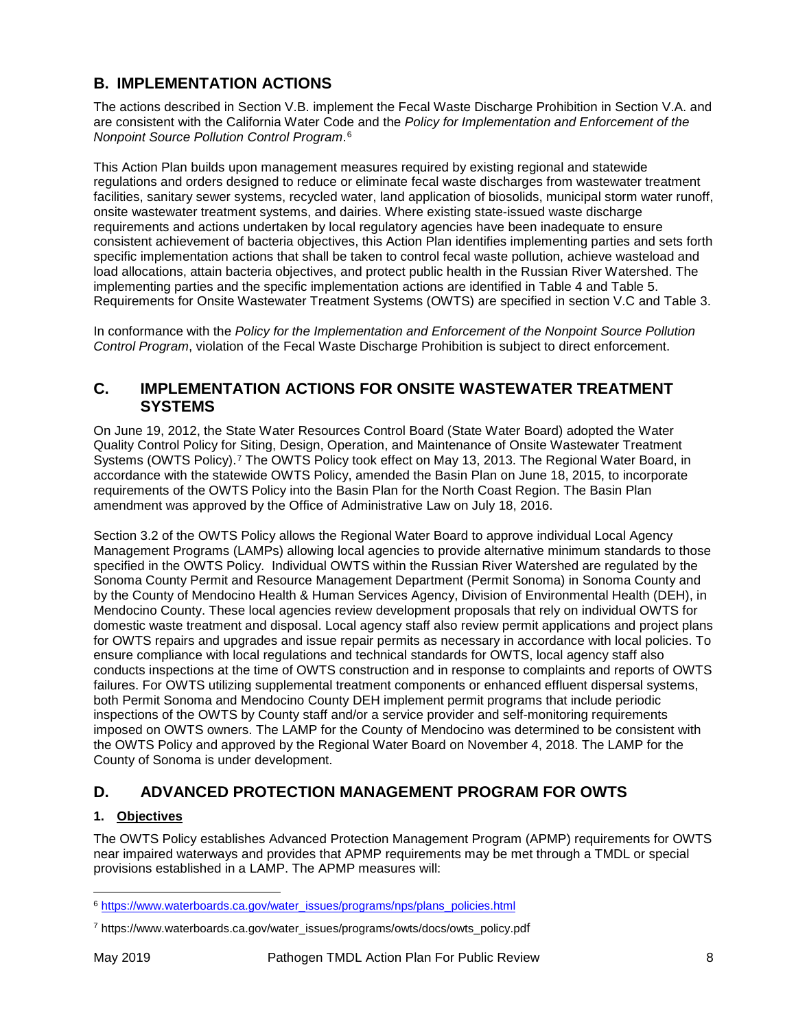## B. IMPLEMENTATION ACTIONS

The actions described in Section V.B. implement the Fecal Waste Discharge Prohibition in Section V.A. and are consistent with the California Water Code and the *Policy for Implementation and Enforcement of the Nonpoint Source Pollution Control Program*.[6]

This Action Plan builds upon management measures required by existing regional and statewide regulations and orders designed to reduce or eliminate fecal waste discharges from wastewater treatment facilities, sanitary sewer systems, recycled water, land application of biosolids, municipal storm water runoff, onsite wastewater treatment systems, and dairies. Where existing state-issued waste discharge requirements and actions undertaken by local regulatory agencies have been inadequate to ensure consistent achievement of bacteria objectives, this Action Plan identifies implementing parties and sets forth specific implementation actions that shall be taken to control fecal waste pollution, achieve wasteload and load allocations, attain bacteria objectives, and protect public health in the Russian River Watershed. The implementing parties and the specific implementation actions are identified in Table 4 and Table 5. Requirements for Onsite Wastewater Treatment Systems (OWTS) are specified in section V.C and Table 3.

In conformance with the *Policy for the Implementation and Enforcement of the Nonpoint Source Pollution Control Program*, violation of the Fecal Waste Discharge Prohibition is subject to direct enforcement.

## C. IMPLEMENTATION ACTIONS FOR ONSITE WASTEWATER TREATMENT SYSTEMS

On June 19, 2012, the State Water Resources Control Board (State Water Board) adopted the Water Quality Control Policy for Siting, Design, Operation, and Maintenance of Onsite Wastewater Treatment Systems (OWTS Policy).[7] The OWTS Policy took effect on May 13, 2013. The Regional Water Board, in accordance with the statewide OWTS Policy, amended the Basin Plan on June 18, 2015, to incorporate requirements of the OWTS Policy into the Basin Plan for the North Coast Region. The Basin Plan amendment was approved by the Office of Administrative Law on July 18, 2016.

Section 3.2 of the OWTS Policy allows the Regional Water Board to approve individual Local Agency Management Programs (LAMPs) allowing local agencies to provide alternative minimum standards to those specified in the OWTS Policy. Individual OWTS within the Russian River Watershed are regulated by the Sonoma County Permit and Resource Management Department (Permit Sonoma) in Sonoma County and by the County of Mendocino Health & Human Services Agency, Division of Environmental Health (DEH), in Mendocino County. These local agencies review development proposals that rely on individual OWTS for domestic waste treatment and disposal. Local agency staff also review permit applications and project plans for OWTS repairs and upgrades and issue repair permits as necessary in accordance with local policies. To ensure compliance with local regulations and technical standards for OWTS, local agency staff also conducts inspections at the time of OWTS construction and in response to complaints and reports of OWTS failures. For OWTS utilizing supplemental treatment components or enhanced effluent dispersal systems, both Permit Sonoma and Mendocino County DEH implement permit programs that include periodic inspections of the OWTS by County staff and/or a service provider and self-monitoring requirements imposed on OWTS owners. The LAMP for the County of Mendocino was determined to be consistent with the OWTS Policy and approved by the Regional Water Board on November 4, 2018. The LAMP for the County of Sonoma is under development.

## D. ADVANCED PROTECTION MANAGEMENT PROGRAM FOR OWTS

### 1. Objectives

The OWTS Policy establishes Advanced Protection Management Program (APMP) requirements for OWTS near impaired waterways and provides that APMP requirements may be met through a TMDL or special provisions established in a LAMP. The APMP measures will:

---

[6] https://www.waterboards.ca.gov/water_issues/programs/nps/plans_policies.html

[7] https://www.waterboards.ca.gov/water_issues/programs/owts/docs/owts_policy.pdf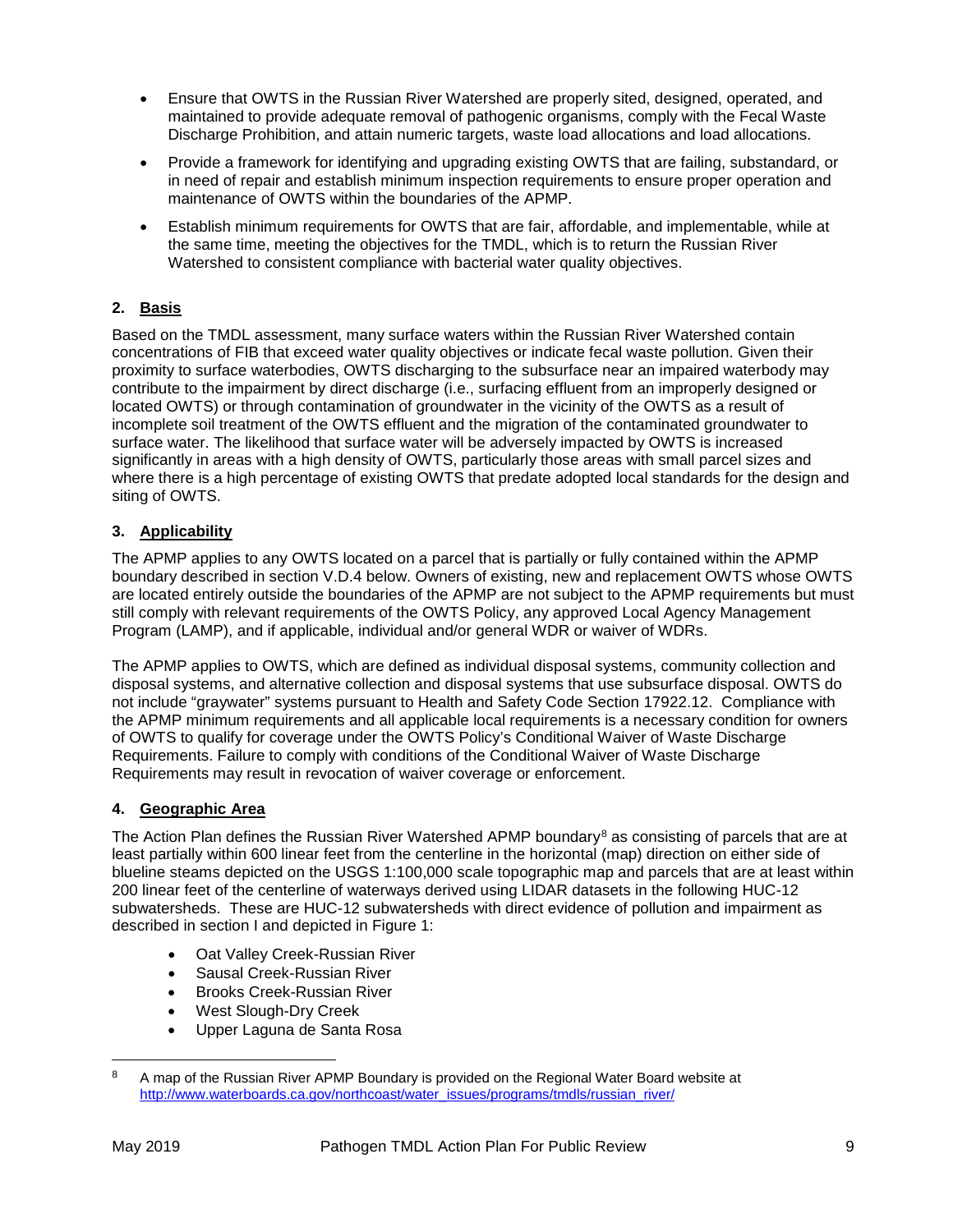- Ensure that OWTS in the Russian River Watershed are properly sited, designed, operated, and maintained to provide adequate removal of pathogenic organisms, comply with the Fecal Waste Discharge Prohibition, and attain numeric targets, waste load allocations and load allocations.
- Provide a framework for identifying and upgrading existing OWTS that are failing, substandard, or in need of repair and establish minimum inspection requirements to ensure proper operation and maintenance of OWTS within the boundaries of the APMP.
- Establish minimum requirements for OWTS that are fair, affordable, and implementable, while at the same time, meeting the objectives for the TMDL, which is to return the Russian River Watershed to consistent compliance with bacterial water quality objectives.

### 2. Basis

Based on the TMDL assessment, many surface waters within the Russian River Watershed contain concentrations of FIB that exceed water quality objectives or indicate fecal waste pollution. Given their proximity to surface waterbodies, OWTS discharging to the subsurface near an impaired waterbody may contribute to the impairment by direct discharge (i.e., surfacing effluent from an improperly designed or located OWTS) or through contamination of groundwater in the vicinity of the OWTS as a result of incomplete soil treatment of the OWTS effluent and the migration of the contaminated groundwater to surface water. The likelihood that surface water will be adversely impacted by OWTS is increased significantly in areas with a high density of OWTS, particularly those areas with small parcel sizes and where there is a high percentage of existing OWTS that predate adopted local standards for the design and siting of OWTS.

### 3. Applicability

The APMP applies to any OWTS located on a parcel that is partially or fully contained within the APMP boundary described in section V.D.4 below. Owners of existing, new and replacement OWTS whose OWTS are located entirely outside the boundaries of the APMP are not subject to the APMP requirements but must still comply with relevant requirements of the OWTS Policy, any approved Local Agency Management Program (LAMP), and if applicable, individual and/or general WDR or waiver of WDRs.

The APMP applies to OWTS, which are defined as individual disposal systems, community collection and disposal systems, and alternative collection and disposal systems that use subsurface disposal. OWTS do not include "graywater" systems pursuant to Health and Safety Code Section 17922.12. Compliance with the APMP minimum requirements and all applicable local requirements is a necessary condition for owners of OWTS to qualify for coverage under the OWTS Policy's Conditional Waiver of Waste Discharge Requirements. Failure to comply with conditions of the Conditional Waiver of Waste Discharge Requirements may result in revocation of waiver coverage or enforcement.

### 4. Geographic Area

The Action Plan defines the Russian River Watershed APMP boundary[8] as consisting of parcels that are at least partially within 600 linear feet from the centerline in the horizontal (map) direction on either side of blueline steams depicted on the USGS 1:100,000 scale topographic map and parcels that are at least within 200 linear feet of the centerline of waterways derived using LIDAR datasets in the following HUC-12 subwatersheds. These are HUC-12 subwatersheds with direct evidence of pollution and impairment as described in section I and depicted in Figure 1:

- Oat Valley Creek-Russian River
- Sausal Creek-Russian River
- Brooks Creek-Russian River
- West Slough-Dry Creek
- Upper Laguna de Santa Rosa

[8] A map of the Russian River APMP Boundary is provided on the Regional Water Board website at http://www.waterboards.ca.gov/northcoast/water_issues/programs/tmdls/russian_river/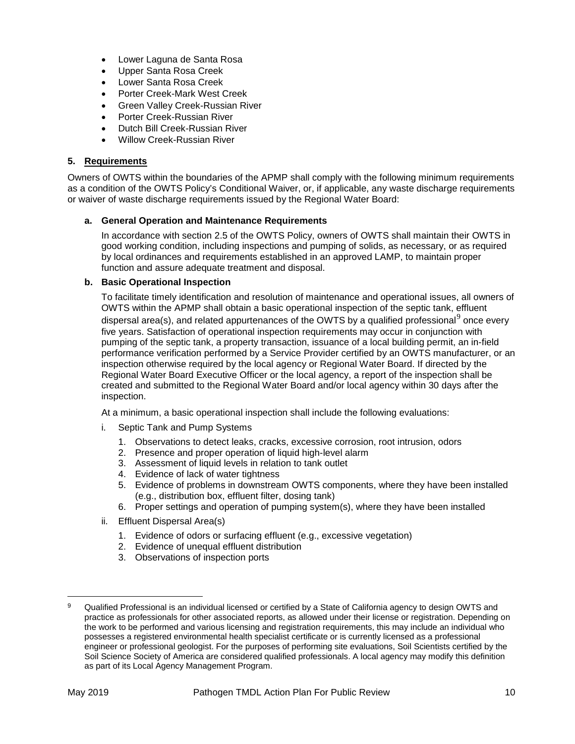- Lower Laguna de Santa Rosa
- Upper Santa Rosa Creek
- Lower Santa Rosa Creek
- Porter Creek-Mark West Creek
- Green Valley Creek-Russian River
- Porter Creek-Russian River
- Dutch Bill Creek-Russian River
- Willow Creek-Russian River

### 5. Requirements

Owners of OWTS within the boundaries of the APMP shall comply with the following minimum requirements as a condition of the OWTS Policy's Conditional Waiver, or, if applicable, any waste discharge requirements or waiver of waste discharge requirements issued by the Regional Water Board:

#### a. General Operation and Maintenance Requirements

In accordance with section 2.5 of the OWTS Policy, owners of OWTS shall maintain their OWTS in good working condition, including inspections and pumping of solids, as necessary, or as required by local ordinances and requirements established in an approved LAMP, to maintain proper function and assure adequate treatment and disposal.

#### b. Basic Operational Inspection

To facilitate timely identification and resolution of maintenance and operational issues, all owners of OWTS within the APMP shall obtain a basic operational inspection of the septic tank, effluent dispersal area(s), and related appurtenances of the OWTS by a qualified professional[9] once every five years. Satisfaction of operational inspection requirements may occur in conjunction with pumping of the septic tank, a property transaction, issuance of a local building permit, an in-field performance verification performed by a Service Provider certified by an OWTS manufacturer, or an inspection otherwise required by the local agency or Regional Water Board. If directed by the Regional Water Board Executive Officer or the local agency, a report of the inspection shall be created and submitted to the Regional Water Board and/or local agency within 30 days after the inspection.

At a minimum, a basic operational inspection shall include the following evaluations:

i. Septic Tank and Pump Systems

1. Observations to detect leaks, cracks, excessive corrosion, root intrusion, odors
2. Presence and proper operation of liquid high-level alarm
3. Assessment of liquid levels in relation to tank outlet
4. Evidence of lack of water tightness
5. Evidence of problems in downstream OWTS components, where they have been installed (e.g., distribution box, effluent filter, dosing tank)
6. Proper settings and operation of pumping system(s), where they have been installed

ii. Effluent Dispersal Area(s)

1. Evidence of odors or surfacing effluent (e.g., excessive vegetation)
2. Evidence of unequal effluent distribution
3. Observations of inspection ports

---

[9] Qualified Professional is an individual licensed or certified by a State of California agency to design OWTS and practice as professionals for other associated reports, as allowed under their license or registration. Depending on the work to be performed and various licensing and registration requirements, this may include an individual who possesses a registered environmental health specialist certificate or is currently licensed as a professional engineer or professional geologist. For the purposes of performing site evaluations, Soil Scientists certified by the Soil Science Society of America are considered qualified professionals. A local agency may modify this definition as part of its Local Agency Management Program.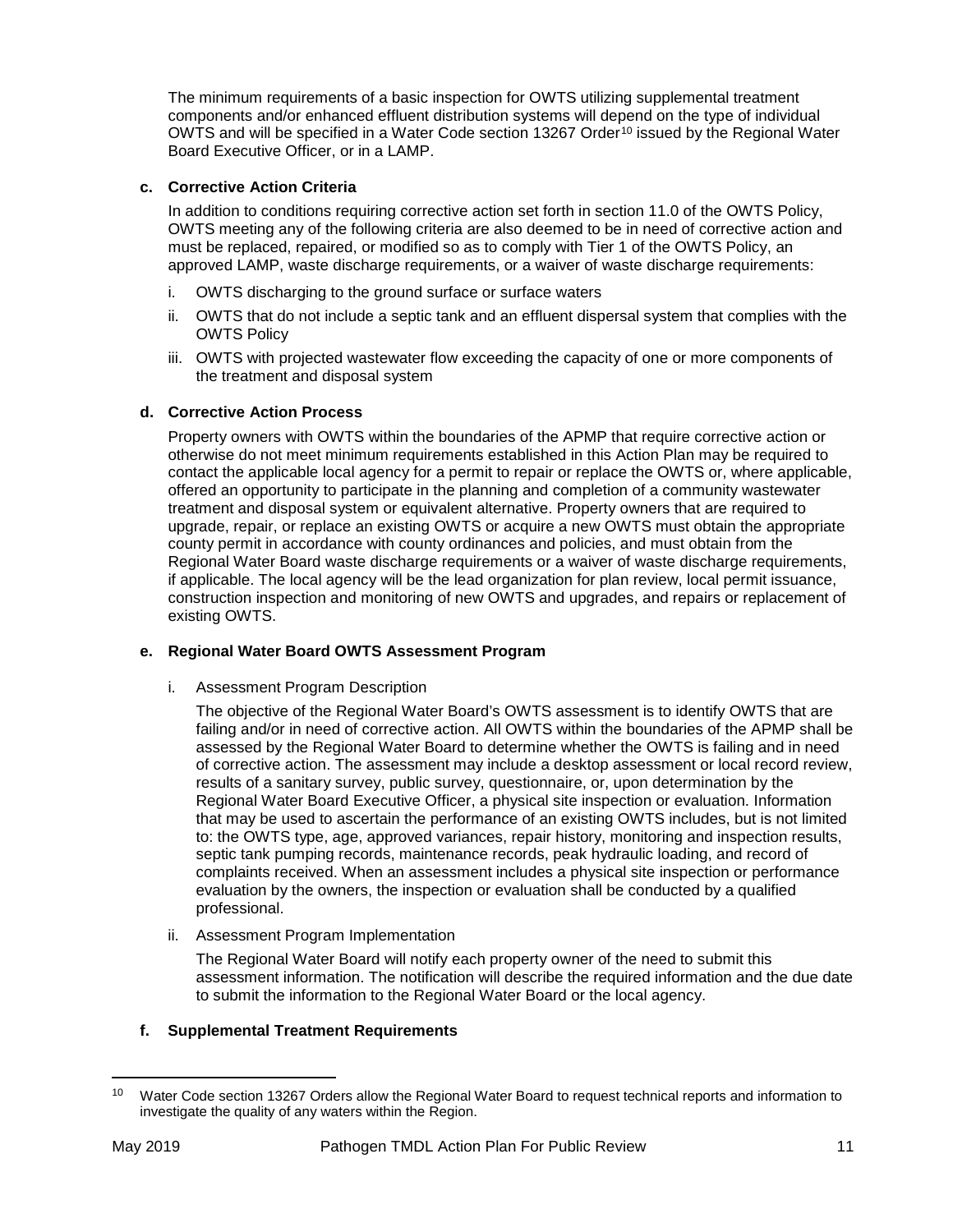The minimum requirements of a basic inspection for OWTS utilizing supplemental treatment components and/or enhanced effluent distribution systems will depend on the type of individual OWTS and will be specified in a Water Code section 13267 Order[10] issued by the Regional Water Board Executive Officer, or in a LAMP.

**c. Corrective Action Criteria**

In addition to conditions requiring corrective action set forth in section 11.0 of the OWTS Policy, OWTS meeting any of the following criteria are also deemed to be in need of corrective action and must be replaced, repaired, or modified so as to comply with Tier 1 of the OWTS Policy, an approved LAMP, waste discharge requirements, or a waiver of waste discharge requirements:

i. OWTS discharging to the ground surface or surface waters

ii. OWTS that do not include a septic tank and an effluent dispersal system that complies with the OWTS Policy

iii. OWTS with projected wastewater flow exceeding the capacity of one or more components of the treatment and disposal system

**d. Corrective Action Process**

Property owners with OWTS within the boundaries of the APMP that require corrective action or otherwise do not meet minimum requirements established in this Action Plan may be required to contact the applicable local agency for a permit to repair or replace the OWTS or, where applicable, offered an opportunity to participate in the planning and completion of a community wastewater treatment and disposal system or equivalent alternative. Property owners that are required to upgrade, repair, or replace an existing OWTS or acquire a new OWTS must obtain the appropriate county permit in accordance with county ordinances and policies, and must obtain from the Regional Water Board waste discharge requirements or a waiver of waste discharge requirements, if applicable. The local agency will be the lead organization for plan review, local permit issuance, construction inspection and monitoring of new OWTS and upgrades, and repairs or replacement of existing OWTS.

**e. Regional Water Board OWTS Assessment Program**

i. Assessment Program Description

The objective of the Regional Water Board's OWTS assessment is to identify OWTS that are failing and/or in need of corrective action. All OWTS within the boundaries of the APMP shall be assessed by the Regional Water Board to determine whether the OWTS is failing and in need of corrective action. The assessment may include a desktop assessment or local record review, results of a sanitary survey, public survey, questionnaire, or, upon determination by the Regional Water Board Executive Officer, a physical site inspection or evaluation. Information that may be used to ascertain the performance of an existing OWTS includes, but is not limited to: the OWTS type, age, approved variances, repair history, monitoring and inspection results, septic tank pumping records, maintenance records, peak hydraulic loading, and record of complaints received. When an assessment includes a physical site inspection or performance evaluation by the owners, the inspection or evaluation shall be conducted by a qualified professional.

ii. Assessment Program Implementation

The Regional Water Board will notify each property owner of the need to submit this assessment information. The notification will describe the required information and the due date to submit the information to the Regional Water Board or the local agency.

**f. Supplemental Treatment Requirements**

[10] Water Code section 13267 Orders allow the Regional Water Board to request technical reports and information to investigate the quality of any waters within the Region.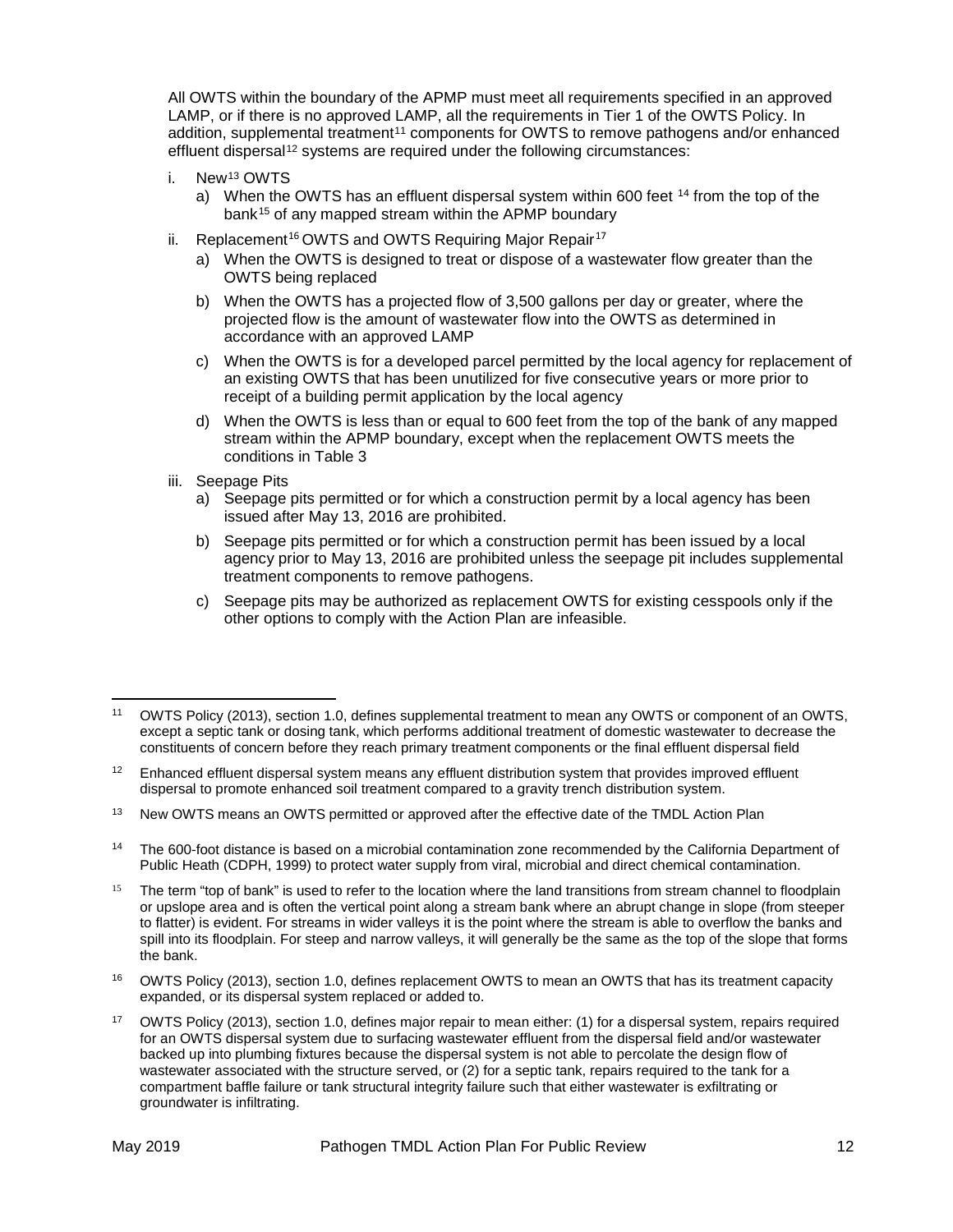All OWTS within the boundary of the APMP must meet all requirements specified in an approved LAMP, or if there is no approved LAMP, all the requirements in Tier 1 of the OWTS Policy. In addition, supplemental treatment[11] components for OWTS to remove pathogens and/or enhanced effluent dispersal[12] systems are required under the following circumstances:

i. New[13] OWTS
   a) When the OWTS has an effluent dispersal system within 600 feet [14] from the top of the bank[15] of any mapped stream within the APMP boundary

ii. Replacement[16] OWTS and OWTS Requiring Major Repair[17]
   a) When the OWTS is designed to treat or dispose of a wastewater flow greater than the OWTS being replaced
   b) When the OWTS has a projected flow of 3,500 gallons per day or greater, where the projected flow is the amount of wastewater flow into the OWTS as determined in accordance with an approved LAMP
   c) When the OWTS is for a developed parcel permitted by the local agency for replacement of an existing OWTS that has been unutilized for five consecutive years or more prior to receipt of a building permit application by the local agency
   d) When the OWTS is less than or equal to 600 feet from the top of the bank of any mapped stream within the APMP boundary, except when the replacement OWTS meets the conditions in Table 3

iii. Seepage Pits
   a) Seepage pits permitted or for which a construction permit by a local agency has been issued after May 13, 2016 are prohibited.
   b) Seepage pits permitted or for which a construction permit has been issued by a local agency prior to May 13, 2016 are prohibited unless the seepage pit includes supplemental treatment components to remove pathogens.
   c) Seepage pits may be authorized as replacement OWTS for existing cesspools only if the other options to comply with the Action Plan are infeasible.

---

[11] OWTS Policy (2013), section 1.0, defines supplemental treatment to mean any OWTS or component of an OWTS, except a septic tank or dosing tank, which performs additional treatment of domestic wastewater to decrease the constituents of concern before they reach primary treatment components or the final effluent dispersal field

[12] Enhanced effluent dispersal system means any effluent distribution system that provides improved effluent dispersal to promote enhanced soil treatment compared to a gravity trench distribution system.

[13] New OWTS means an OWTS permitted or approved after the effective date of the TMDL Action Plan

[14] The 600-foot distance is based on a microbial contamination zone recommended by the California Department of Public Heath (CDPH, 1999) to protect water supply from viral, microbial and direct chemical contamination.

[15] The term "top of bank" is used to refer to the location where the land transitions from stream channel to floodplain or upslope area and is often the vertical point along a stream bank where an abrupt change in slope (from steeper to flatter) is evident. For streams in wider valleys it is the point where the stream is able to overflow the banks and spill into its floodplain. For steep and narrow valleys, it will generally be the same as the top of the slope that forms the bank.

[16] OWTS Policy (2013), section 1.0, defines replacement OWTS to mean an OWTS that has its treatment capacity expanded, or its dispersal system replaced or added to.

[17] OWTS Policy (2013), section 1.0, defines major repair to mean either: (1) for a dispersal system, repairs required for an OWTS dispersal system due to surfacing wastewater effluent from the dispersal field and/or wastewater backed up into plumbing fixtures because the dispersal system is not able to percolate the design flow of wastewater associated with the structure served, or (2) for a septic tank, repairs required to the tank for a compartment baffle failure or tank structural integrity failure such that either wastewater is exfiltrating or groundwater is infiltrating.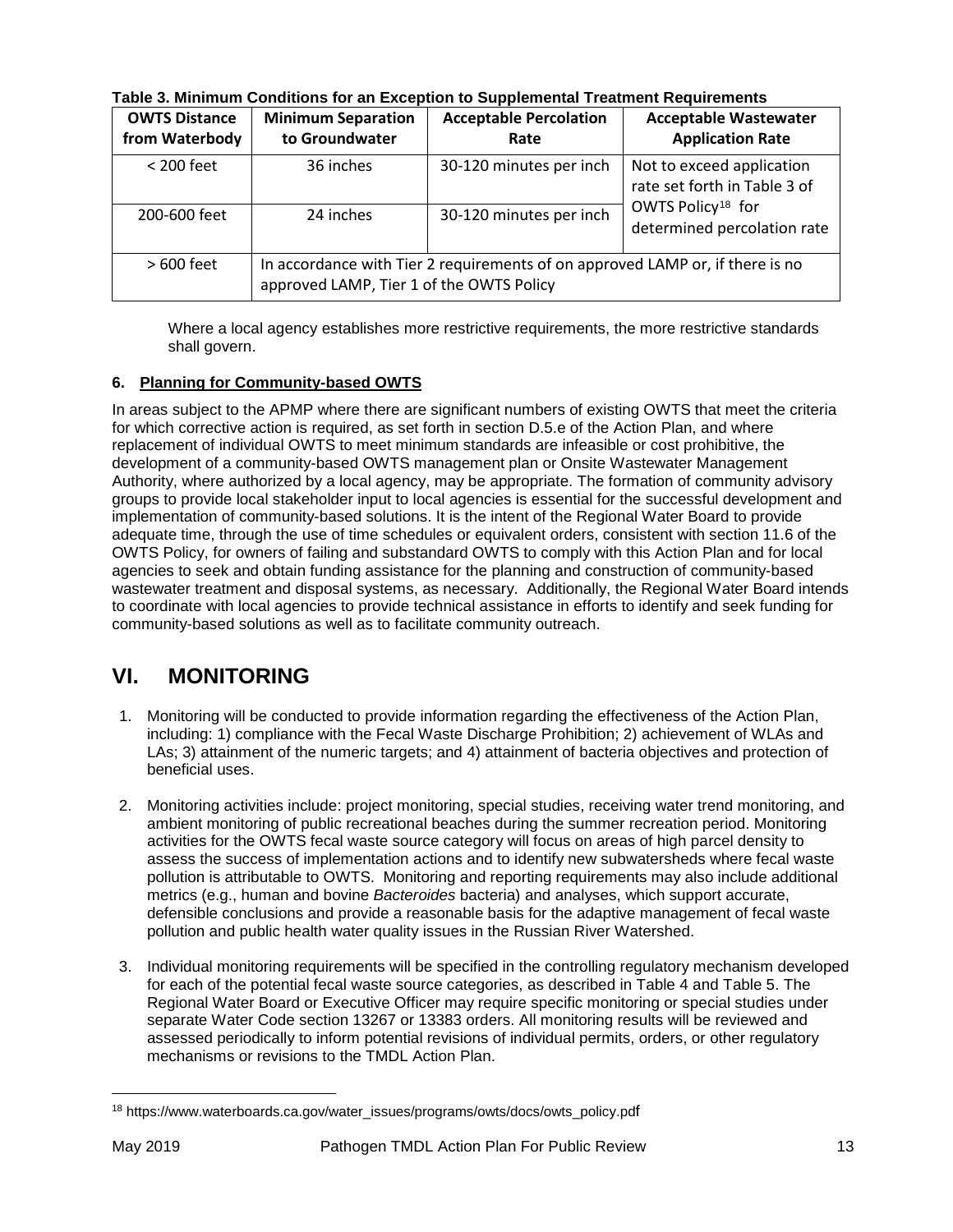**Table 3. Minimum Conditions for an Exception to Supplemental Treatment Requirements**

| OWTS Distance from Waterbody | Minimum Separation to Groundwater | Acceptable Percolation Rate | Acceptable Wastewater Application Rate |
|---|---|---|---|
| < 200 feet | 36 inches | 30-120 minutes per inch | Not to exceed application rate set forth in Table 3 of OWTS Policy[18] for determined percolation rate |
| 200-600 feet | 24 inches | 30-120 minutes per inch | |
| > 600 feet | In accordance with Tier 2 requirements of on approved LAMP or, if there is no approved LAMP, Tier 1 of the OWTS Policy | | |

Where a local agency establishes more restrictive requirements, the more restrictive standards shall govern.

**6. Planning for Community-based OWTS**

In areas subject to the APMP where there are significant numbers of existing OWTS that meet the criteria for which corrective action is required, as set forth in section D.5.e of the Action Plan, and where replacement of individual OWTS to meet minimum standards are infeasible or cost prohibitive, the development of a community-based OWTS management plan or Onsite Wastewater Management Authority, where authorized by a local agency, may be appropriate. The formation of community advisory groups to provide local stakeholder input to local agencies is essential for the successful development and implementation of community-based solutions. It is the intent of the Regional Water Board to provide adequate time, through the use of time schedules or equivalent orders, consistent with section 11.6 of the OWTS Policy, for owners of failing and substandard OWTS to comply with this Action Plan and for local agencies to seek and obtain funding assistance for the planning and construction of community-based wastewater treatment and disposal systems, as necessary. Additionally, the Regional Water Board intends to coordinate with local agencies to provide technical assistance in efforts to identify and seek funding for community-based solutions as well as to facilitate community outreach.

# VI. MONITORING

1. Monitoring will be conducted to provide information regarding the effectiveness of the Action Plan, including: 1) compliance with the Fecal Waste Discharge Prohibition; 2) achievement of WLAs and LAs; 3) attainment of the numeric targets; and 4) attainment of bacteria objectives and protection of beneficial uses.

2. Monitoring activities include: project monitoring, special studies, receiving water trend monitoring, and ambient monitoring of public recreational beaches during the summer recreation period. Monitoring activities for the OWTS fecal waste source category will focus on areas of high parcel density to assess the success of implementation actions and to identify new subwatersheds where fecal waste pollution is attributable to OWTS. Monitoring and reporting requirements may also include additional metrics (e.g., human and bovine *Bacteroides* bacteria) and analyses, which support accurate, defensible conclusions and provide a reasonable basis for the adaptive management of fecal waste pollution and public health water quality issues in the Russian River Watershed.

3. Individual monitoring requirements will be specified in the controlling regulatory mechanism developed for each of the potential fecal waste source categories, as described in Table 4 and Table 5. The Regional Water Board or Executive Officer may require specific monitoring or special studies under separate Water Code section 13267 or 13383 orders. All monitoring results will be reviewed and assessed periodically to inform potential revisions of individual permits, orders, or other regulatory mechanisms or revisions to the TMDL Action Plan.

[18] https://www.waterboards.ca.gov/water_issues/programs/owts/docs/owts_policy.pdf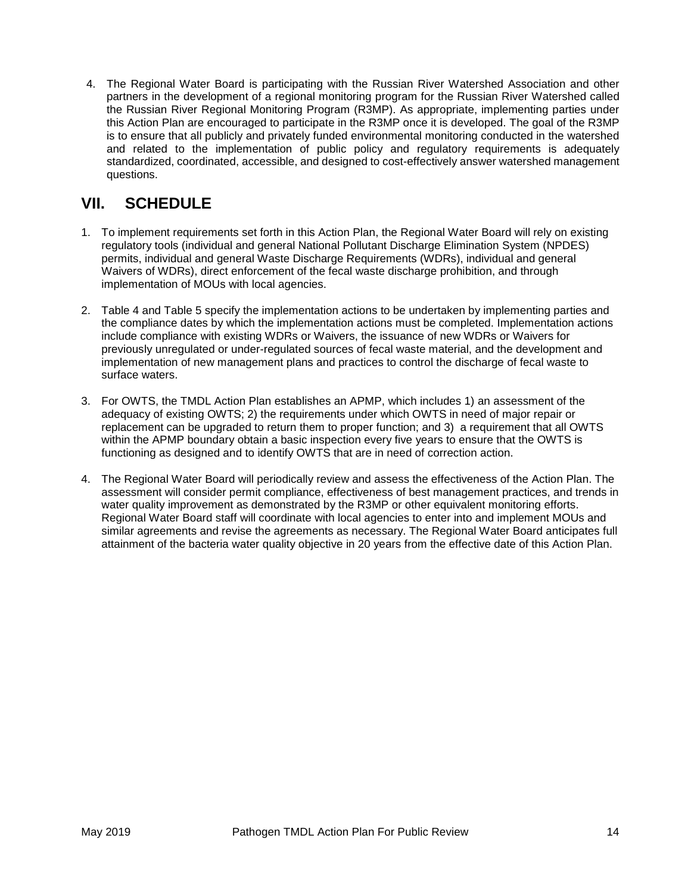4. The Regional Water Board is participating with the Russian River Watershed Association and other partners in the development of a regional monitoring program for the Russian River Watershed called the Russian River Regional Monitoring Program (R3MP). As appropriate, implementing parties under this Action Plan are encouraged to participate in the R3MP once it is developed. The goal of the R3MP is to ensure that all publicly and privately funded environmental monitoring conducted in the watershed and related to the implementation of public policy and regulatory requirements is adequately standardized, coordinated, accessible, and designed to cost-effectively answer watershed management questions.

## VII. SCHEDULE

1. To implement requirements set forth in this Action Plan, the Regional Water Board will rely on existing regulatory tools (individual and general National Pollutant Discharge Elimination System (NPDES) permits, individual and general Waste Discharge Requirements (WDRs), individual and general Waivers of WDRs), direct enforcement of the fecal waste discharge prohibition, and through implementation of MOUs with local agencies.

2. Table 4 and Table 5 specify the implementation actions to be undertaken by implementing parties and the compliance dates by which the implementation actions must be completed. Implementation actions include compliance with existing WDRs or Waivers, the issuance of new WDRs or Waivers for previously unregulated or under-regulated sources of fecal waste material, and the development and implementation of new management plans and practices to control the discharge of fecal waste to surface waters.

3. For OWTS, the TMDL Action Plan establishes an APMP, which includes 1) an assessment of the adequacy of existing OWTS; 2) the requirements under which OWTS in need of major repair or replacement can be upgraded to return them to proper function; and 3) a requirement that all OWTS within the APMP boundary obtain a basic inspection every five years to ensure that the OWTS is functioning as designed and to identify OWTS that are in need of correction action.

4. The Regional Water Board will periodically review and assess the effectiveness of the Action Plan. The assessment will consider permit compliance, effectiveness of best management practices, and trends in water quality improvement as demonstrated by the R3MP or other equivalent monitoring efforts. Regional Water Board staff will coordinate with local agencies to enter into and implement MOUs and similar agreements and revise the agreements as necessary. The Regional Water Board anticipates full attainment of the bacteria water quality objective in 20 years from the effective date of this Action Plan.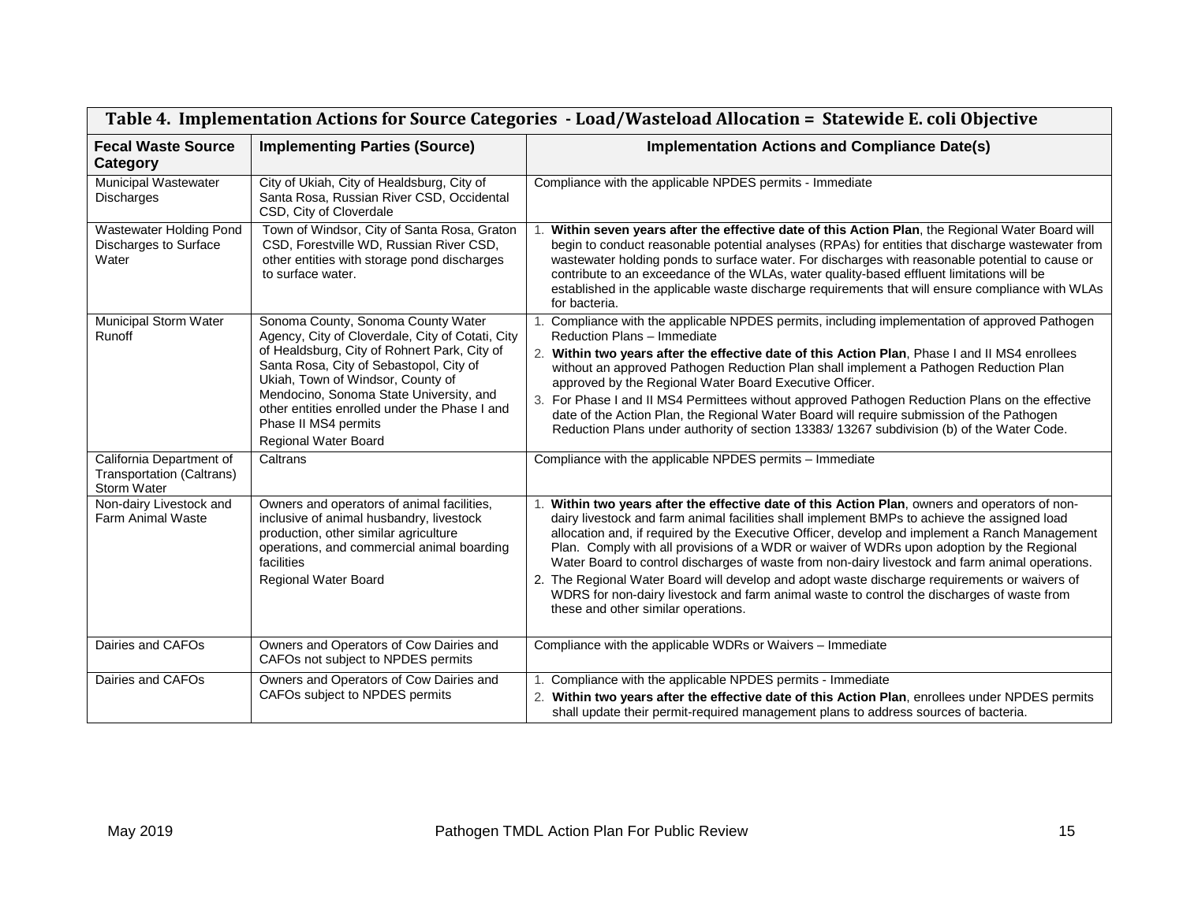**Table 4. Implementation Actions for Source Categories - Load/Wasteload Allocation = Statewide E. coli Objective**

| Fecal Waste Source Category | Implementing Parties (Source) | Implementation Actions and Compliance Date(s) |
|---|---|---|
| Municipal Wastewater Discharges | City of Ukiah, City of Healdsburg, City of Santa Rosa, Russian River CSD, Occidental CSD, City of Cloverdale | Compliance with the applicable NPDES permits - Immediate |
| Wastewater Holding Pond Discharges to Surface Water | Town of Windsor, City of Santa Rosa, Graton CSD, Forestville WD, Russian River CSD, other entities with storage pond discharges to surface water. | 1. **Within seven years after the effective date of this Action Plan**, the Regional Water Board will begin to conduct reasonable potential analyses (RPAs) for entities that discharge wastewater from wastewater holding ponds to surface water. For discharges with reasonable potential to cause or contribute to an exceedance of the WLAs, water quality-based effluent limitations will be established in the applicable waste discharge requirements that will ensure compliance with WLAs for bacteria. |
| Municipal Storm Water Runoff | Sonoma County, Sonoma County Water Agency, City of Cloverdale, City of Cotati, City of Healdsburg, City of Rohnert Park, City of Santa Rosa, City of Sebastopol, City of Ukiah, Town of Windsor, County of Mendocino, Sonoma State University, and other entities enrolled under the Phase I and Phase II MS4 permits<br>Regional Water Board | 1. Compliance with the applicable NPDES permits, including implementation of approved Pathogen Reduction Plans – Immediate<br>2. **Within two years after the effective date of this Action Plan**, Phase I and II MS4 enrollees without an approved Pathogen Reduction Plan shall implement a Pathogen Reduction Plan approved by the Regional Water Board Executive Officer.<br>3. For Phase I and II MS4 Permittees without approved Pathogen Reduction Plans on the effective date of the Action Plan, the Regional Water Board will require submission of the Pathogen Reduction Plans under authority of section 13383/ 13267 subdivision (b) of the Water Code. |
| California Department of Transportation (Caltrans) Storm Water | Caltrans | Compliance with the applicable NPDES permits – Immediate |
| Non-dairy Livestock and Farm Animal Waste | Owners and operators of animal facilities, inclusive of animal husbandry, livestock production, other similar agriculture operations, and commercial animal boarding facilities<br>Regional Water Board | 1. **Within two years after the effective date of this Action Plan**, owners and operators of non-dairy livestock and farm animal facilities shall implement BMPs to achieve the assigned load allocation and, if required by the Executive Officer, develop and implement a Ranch Management Plan. Comply with all provisions of a WDR or waiver of WDRs upon adoption by the Regional Water Board to control discharges of waste from non-dairy livestock and farm animal operations.<br>2. The Regional Water Board will develop and adopt waste discharge requirements or waivers of WDRS for non-dairy livestock and farm animal waste to control the discharges of waste from these and other similar operations. |
| Dairies and CAFOs | Owners and Operators of Cow Dairies and CAFOs not subject to NPDES permits | Compliance with the applicable WDRs or Waivers – Immediate |
| Dairies and CAFOs | Owners and Operators of Cow Dairies and CAFOs subject to NPDES permits | 1. Compliance with the applicable NPDES permits - Immediate<br>2. **Within two years after the effective date of this Action Plan**, enrollees under NPDES permits shall update their permit-required management plans to address sources of bacteria. |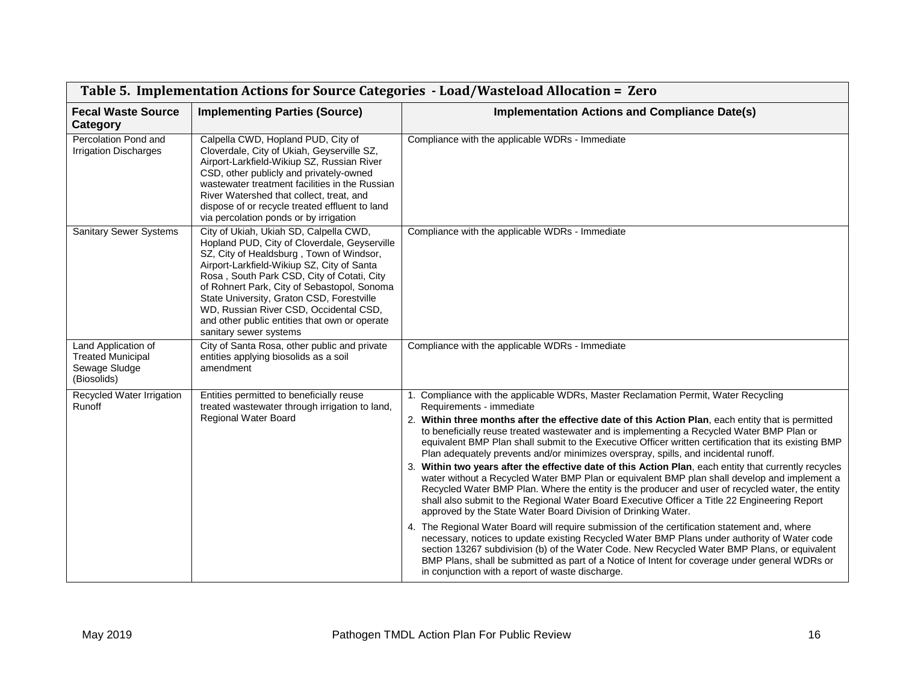| Table 5. Implementation Actions for Source Categories - Load/Wasteload Allocation = Zero | | |
|---|---|---|
| **Fecal Waste Source Category** | **Implementing Parties (Source)** | **Implementation Actions and Compliance Date(s)** |
| Percolation Pond and Irrigation Discharges | Calpella CWD, Hopland PUD, City of Cloverdale, City of Ukiah, Geyserville SZ, Airport-Larkfield-Wikiup SZ, Russian River CSD, other publicly and privately-owned wastewater treatment facilities in the Russian River Watershed that collect, treat, and dispose of or recycle treated effluent to land via percolation ponds or by irrigation | Compliance with the applicable WDRs - Immediate |
| Sanitary Sewer Systems | City of Ukiah, Ukiah SD, Calpella CWD, Hopland PUD, City of Cloverdale, Geyserville SZ, City of Healdsburg , Town of Windsor, Airport-Larkfield-Wikiup SZ, City of Santa Rosa , South Park CSD, City of Cotati, City of Rohnert Park, City of Sebastopol, Sonoma State University, Graton CSD, Forestville WD, Russian River CSD, Occidental CSD, and other public entities that own or operate sanitary sewer systems | Compliance with the applicable WDRs - Immediate |
| Land Application of Treated Municipal Sewage Sludge (Biosolids) | City of Santa Rosa, other public and private entities applying biosolids as a soil amendment | Compliance with the applicable WDRs - Immediate |
| Recycled Water Irrigation Runoff | Entities permitted to beneficially reuse treated wastewater through irrigation to land, Regional Water Board | 1. Compliance with the applicable WDRs, Master Reclamation Permit, Water Recycling Requirements - immediate<br>2. **Within three months after the effective date of this Action Plan**, each entity that is permitted to beneficially reuse treated wastewater and is implementing a Recycled Water BMP Plan or equivalent BMP Plan shall submit to the Executive Officer written certification that its existing BMP Plan adequately prevents and/or minimizes overspray, spills, and incidental runoff.<br>3. **Within two years after the effective date of this Action Plan**, each entity that currently recycles water without a Recycled Water BMP Plan or equivalent BMP plan shall develop and implement a Recycled Water BMP Plan. Where the entity is the producer and user of recycled water, the entity shall also submit to the Regional Water Board Executive Officer a Title 22 Engineering Report approved by the State Water Board Division of Drinking Water.<br>4. The Regional Water Board will require submission of the certification statement and, where necessary, notices to update existing Recycled Water BMP Plans under authority of Water code section 13267 subdivision (b) of the Water Code. New Recycled Water BMP Plans, or equivalent BMP Plans, shall be submitted as part of a Notice of Intent for coverage under general WDRs or in conjunction with a report of waste discharge. |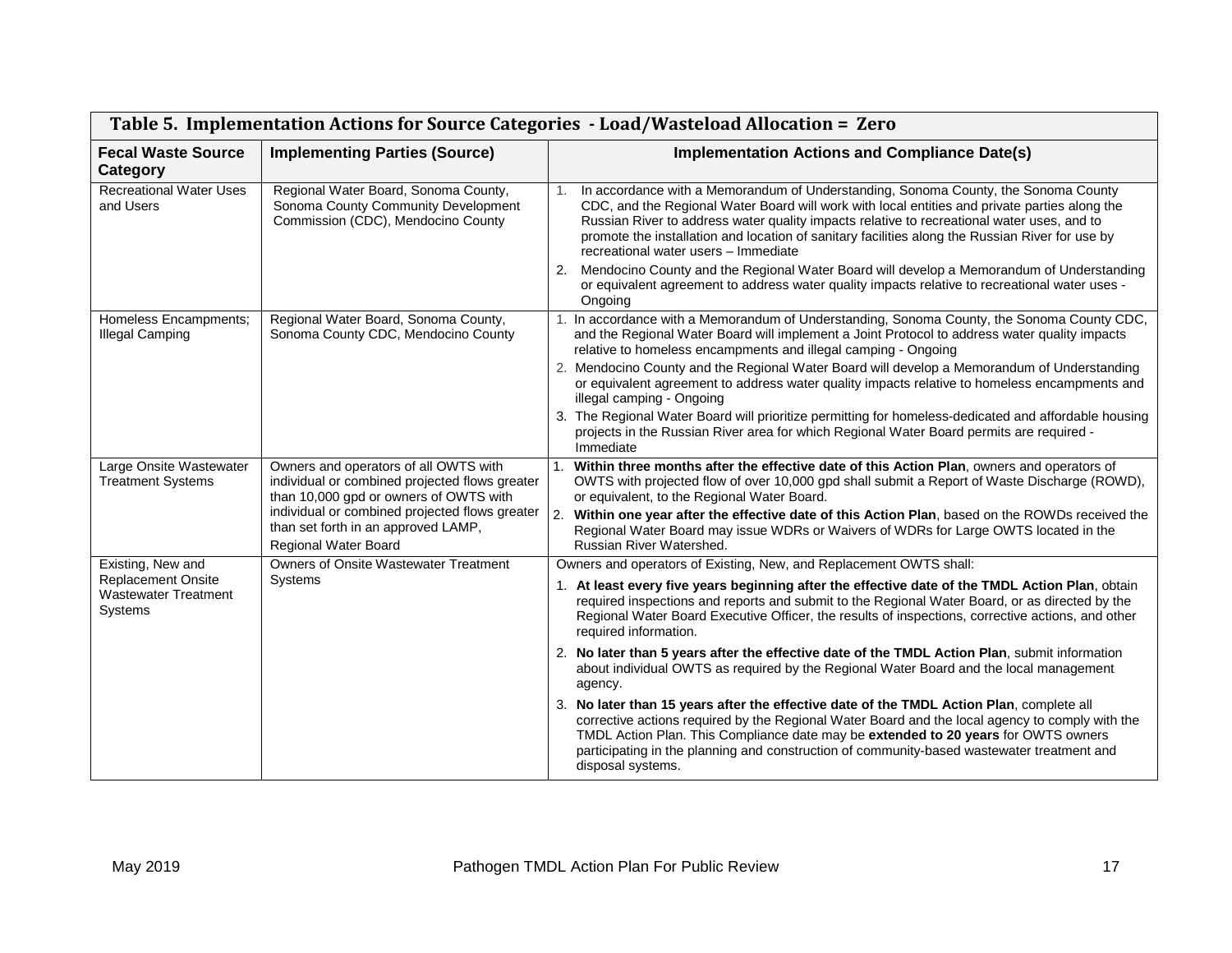**Table 5. Implementation Actions for Source Categories - Load/Wasteload Allocation = Zero**

| Fecal Waste Source Category | Implementing Parties (Source) | Implementation Actions and Compliance Date(s) |
|---|---|---|
| Recreational Water Uses and Users | Regional Water Board, Sonoma County, Sonoma County Community Development Commission (CDC), Mendocino County | 1. In accordance with a Memorandum of Understanding, Sonoma County, the Sonoma County CDC, and the Regional Water Board will work with local entities and private parties along the Russian River to address water quality impacts relative to recreational water uses, and to promote the installation and location of sanitary facilities along the Russian River for use by recreational water users – Immediate<br>2. Mendocino County and the Regional Water Board will develop a Memorandum of Understanding or equivalent agreement to address water quality impacts relative to recreational water uses - Ongoing |
| Homeless Encampments; Illegal Camping | Regional Water Board, Sonoma County, Sonoma County CDC, Mendocino County | 1. In accordance with a Memorandum of Understanding, Sonoma County, the Sonoma County CDC, and the Regional Water Board will implement a Joint Protocol to address water quality impacts relative to homeless encampments and illegal camping - Ongoing<br>2. Mendocino County and the Regional Water Board will develop a Memorandum of Understanding or equivalent agreement to address water quality impacts relative to homeless encampments and illegal camping - Ongoing<br>3. The Regional Water Board will prioritize permitting for homeless-dedicated and affordable housing projects in the Russian River area for which Regional Water Board permits are required - Immediate |
| Large Onsite Wastewater Treatment Systems | Owners and operators of all OWTS with individual or combined projected flows greater than 10,000 gpd or owners of OWTS with individual or combined projected flows greater than set forth in an approved LAMP, Regional Water Board | 1. **Within three months after the effective date of this Action Plan**, owners and operators of OWTS with projected flow of over 10,000 gpd shall submit a Report of Waste Discharge (ROWD), or equivalent, to the Regional Water Board.<br>2. **Within one year after the effective date of this Action Plan**, based on the ROWDs received the Regional Water Board may issue WDRs or Waivers of WDRs for Large OWTS located in the Russian River Watershed. |
| Existing, New and Replacement Onsite Wastewater Treatment Systems | Owners of Onsite Wastewater Treatment Systems | Owners and operators of Existing, New, and Replacement OWTS shall:<br>1. **At least every five years beginning after the effective date of the TMDL Action Plan**, obtain required inspections and reports and submit to the Regional Water Board, or as directed by the Regional Water Board Executive Officer, the results of inspections, corrective actions, and other required information.<br>2. **No later than 5 years after the effective date of the TMDL Action Plan**, submit information about individual OWTS as required by the Regional Water Board and the local management agency.<br>3. **No later than 15 years after the effective date of the TMDL Action Plan**, complete all corrective actions required by the Regional Water Board and the local agency to comply with the TMDL Action Plan. This Compliance date may be **extended to 20 years** for OWTS owners participating in the planning and construction of community-based wastewater treatment and disposal systems. |